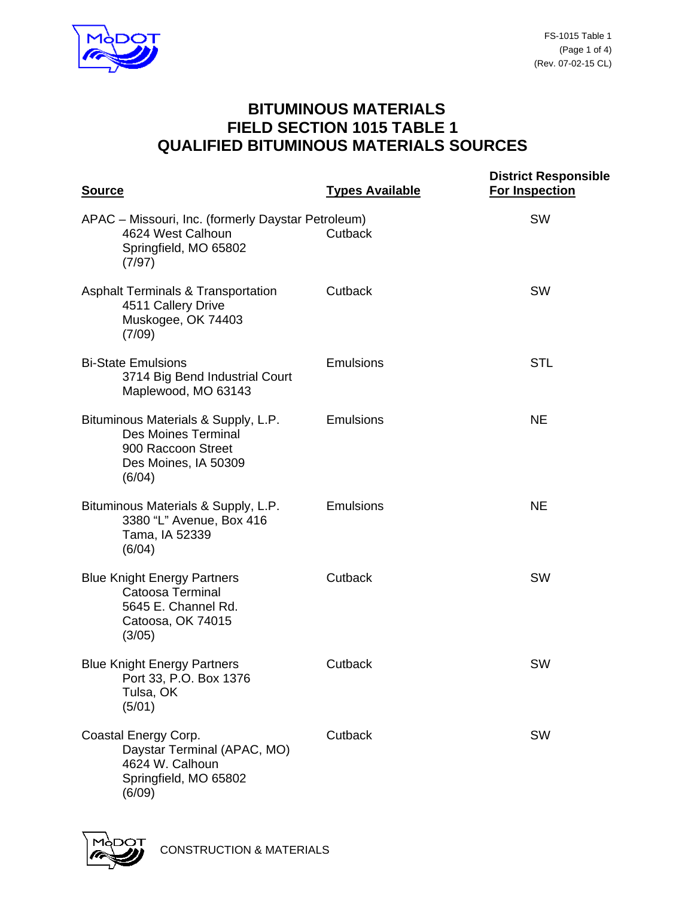# BITUMINOUS MATERIALS
# FIELD SECTION 1015 TABLE 1
# QUALIFIED BITUMINOUS MATERIALS SOURCES

| Source | Types Available | District Responsible For Inspection |
|---|---|---|
| APAC – Missouri, Inc. (formerly Daystar Petroleum)<br>4624 West Calhoun<br>Springfield, MO 65802<br>(7/97) | Cutback | SW |
| Asphalt Terminals & Transportation<br>4511 Callery Drive<br>Muskogee, OK 74403<br>(7/09) | Cutback | SW |
| Bi-State Emulsions<br>3714 Big Bend Industrial Court<br>Maplewood, MO 63143 | Emulsions | STL |
| Bituminous Materials & Supply, L.P.<br>Des Moines Terminal<br>900 Raccoon Street<br>Des Moines, IA 50309<br>(6/04) | Emulsions | NE |
| Bituminous Materials & Supply, L.P.<br>3380 "L" Avenue, Box 416<br>Tama, IA 52339<br>(6/04) | Emulsions | NE |
| Blue Knight Energy Partners<br>Catoosa Terminal<br>5645 E. Channel Rd.<br>Catoosa, OK 74015<br>(3/05) | Cutback | SW |
| Blue Knight Energy Partners<br>Port 33, P.O. Box 1376<br>Tulsa, OK<br>(5/01) | Cutback | SW |
| Coastal Energy Corp.<br>Daystar Terminal (APAC, MO)<br>4624 W. Calhoun<br>Springfield, MO 65802<br>(6/09) | Cutback | SW |

CONSTRUCTION & MATERIALS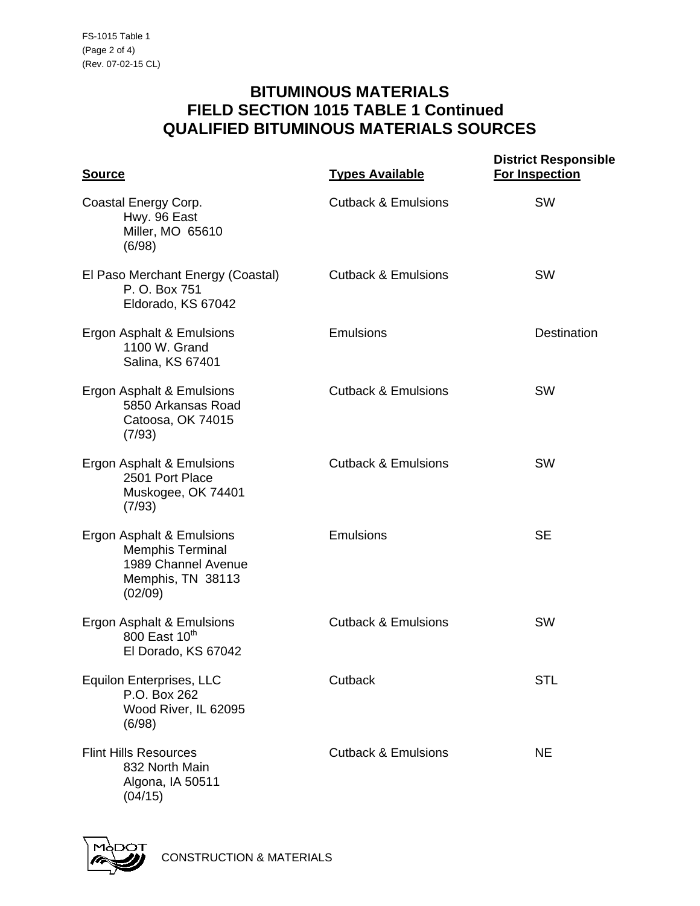# BITUMINOUS MATERIALS
## FIELD SECTION 1015 TABLE 1 Continued
## QUALIFIED BITUMINOUS MATERIALS SOURCES

| Source | Types Available | District Responsible For Inspection |
|---|---|---|
| Coastal Energy Corp.<br>Hwy. 96 East<br>Miller, MO 65610<br>(6/98) | Cutback & Emulsions | SW |
| El Paso Merchant Energy (Coastal)<br>P. O. Box 751<br>Eldorado, KS 67042 | Cutback & Emulsions | SW |
| Ergon Asphalt & Emulsions<br>1100 W. Grand<br>Salina, KS 67401 | Emulsions | Destination |
| Ergon Asphalt & Emulsions<br>5850 Arkansas Road<br>Catoosa, OK 74015<br>(7/93) | Cutback & Emulsions | SW |
| Ergon Asphalt & Emulsions<br>2501 Port Place<br>Muskogee, OK 74401<br>(7/93) | Cutback & Emulsions | SW |
| Ergon Asphalt & Emulsions<br>Memphis Terminal<br>1989 Channel Avenue<br>Memphis, TN 38113<br>(02/09) | Emulsions | SE |
| Ergon Asphalt & Emulsions<br>800 East 10th<br>El Dorado, KS 67042 | Cutback & Emulsions | SW |
| Equilon Enterprises, LLC<br>P.O. Box 262<br>Wood River, IL 62095<br>(6/98) | Cutback | STL |
| Flint Hills Resources<br>832 North Main<br>Algona, IA 50511<br>(04/15) | Cutback & Emulsions | NE |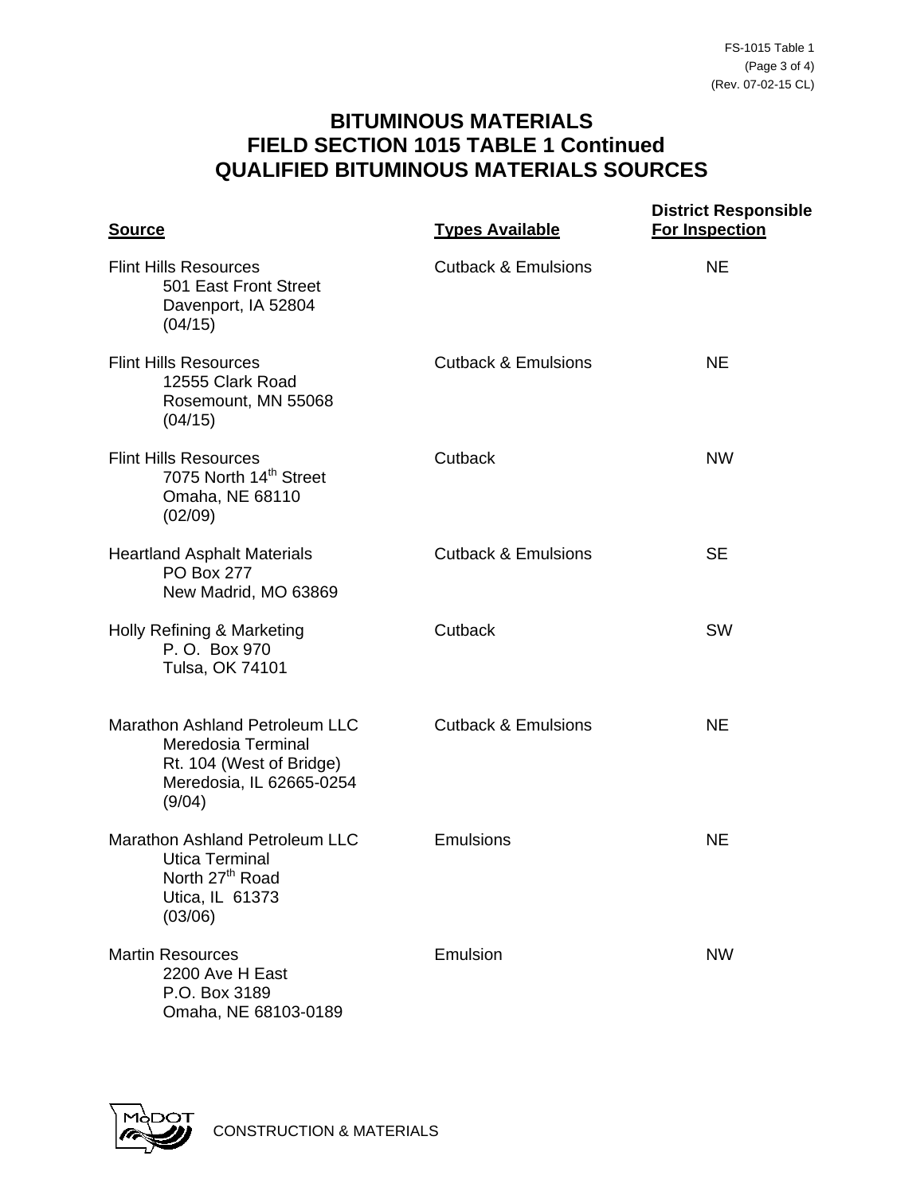# BITUMINOUS MATERIALS
# FIELD SECTION 1015 TABLE 1 Continued
# QUALIFIED BITUMINOUS MATERIALS SOURCES

| Source | Types Available | District Responsible For Inspection |
|---|---|---|
| Flint Hills Resources<br>501 East Front Street<br>Davenport, IA 52804<br>(04/15) | Cutback & Emulsions | NE |
| Flint Hills Resources<br>12555 Clark Road<br>Rosemount, MN 55068<br>(04/15) | Cutback & Emulsions | NE |
| Flint Hills Resources<br>7075 North 14th Street<br>Omaha, NE 68110<br>(02/09) | Cutback | NW |
| Heartland Asphalt Materials<br>PO Box 277<br>New Madrid, MO 63869 | Cutback & Emulsions | SE |
| Holly Refining & Marketing<br>P. O. Box 970<br>Tulsa, OK 74101 | Cutback | SW |
| Marathon Ashland Petroleum LLC<br>Meredosia Terminal<br>Rt. 104 (West of Bridge)<br>Meredosia, IL 62665-0254<br>(9/04) | Cutback & Emulsions | NE |
| Marathon Ashland Petroleum LLC<br>Utica Terminal<br>North 27th Road<br>Utica, IL 61373<br>(03/06) | Emulsions | NE |
| Martin Resources<br>2200 Ave H East<br>P.O. Box 3189<br>Omaha, NE 68103-0189 | Emulsion | NW |

CONSTRUCTION & MATERIALS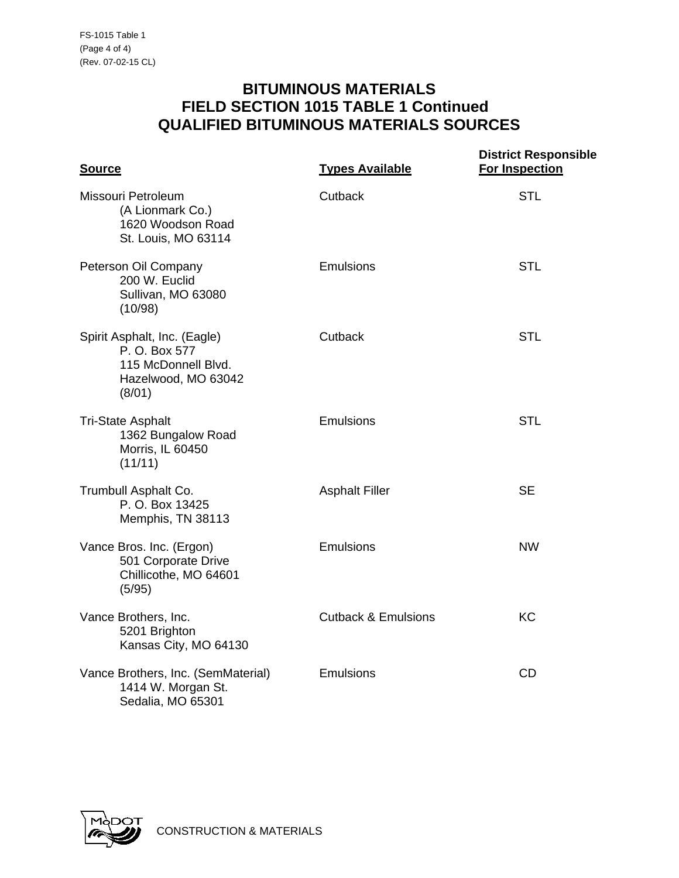# BITUMINOUS MATERIALS
## FIELD SECTION 1015 TABLE 1 Continued
## QUALIFIED BITUMINOUS MATERIALS SOURCES

| Source | Types Available | District Responsible For Inspection |
|---|---|---|
| Missouri Petroleum<br>(A Lionmark Co.)<br>1620 Woodson Road<br>St. Louis, MO 63114 | Cutback | STL |
| Peterson Oil Company<br>200 W. Euclid<br>Sullivan, MO 63080<br>(10/98) | Emulsions | STL |
| Spirit Asphalt, Inc. (Eagle)<br>P. O. Box 577<br>115 McDonnell Blvd.<br>Hazelwood, MO 63042<br>(8/01) | Cutback | STL |
| Tri-State Asphalt<br>1362 Bungalow Road<br>Morris, IL 60450<br>(11/11) | Emulsions | STL |
| Trumbull Asphalt Co.<br>P. O. Box 13425<br>Memphis, TN 38113 | Asphalt Filler | SE |
| Vance Bros. Inc. (Ergon)<br>501 Corporate Drive<br>Chillicothe, MO 64601<br>(5/95) | Emulsions | NW |
| Vance Brothers, Inc.<br>5201 Brighton<br>Kansas City, MO 64130 | Cutback & Emulsions | KC |
| Vance Brothers, Inc. (SemMaterial)<br>1414 W. Morgan St.<br>Sedalia, MO 65301 | Emulsions | CD |